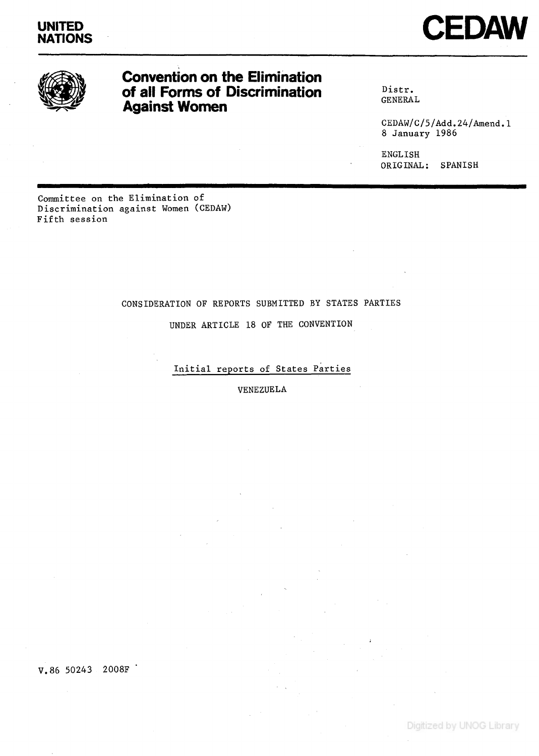**UNITED NATIONS**

# CEDAW

## Convention on the Elimination of all Forms of Discrimination Against Women

Distr.
GENERAL

CEDAW/C/5/Add.24/Amend.1
8 January 1986

ENGLISH
ORIGINAL: SPANISH

Committee on the Elimination of Discrimination against Women (CEDAW)
Fifth session

CONSIDERATION OF REPORTS SUBMITTED BY STATES PARTIES UNDER ARTICLE 18 OF THE CONVENTION

Initial reports of States Parties

VENEZUELA

V.86 50243 2008F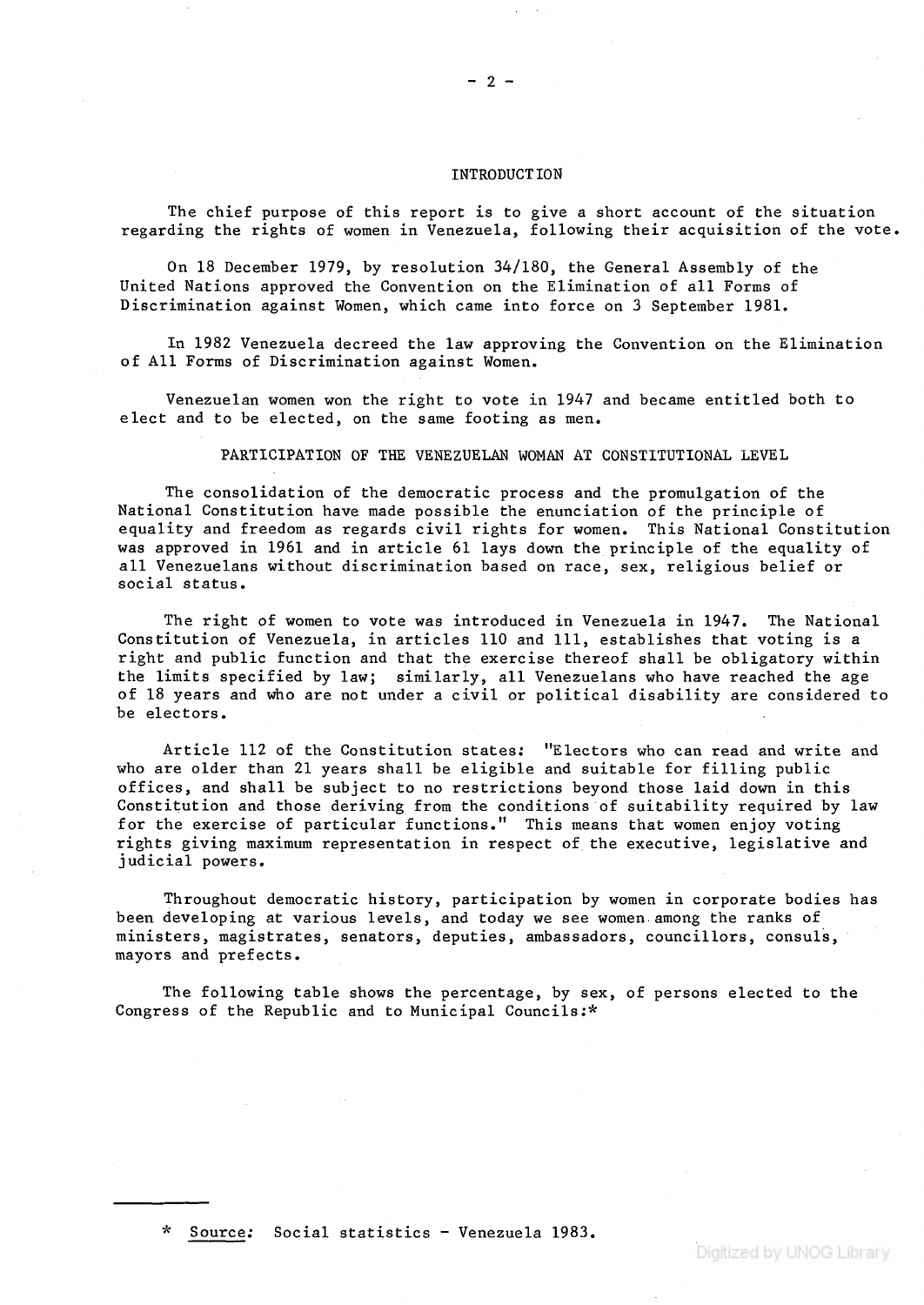## INTRODUCTION

The chief purpose of this report is to give a short account of the situation regarding the rights of women in Venezuela, following their acquisition of the vote.

On 18 December 1979, by resolution 34/180, the General Assembly of the United Nations approved the Convention on the Elimination of all Forms of Discrimination against Women, which came into force on 3 September 1981.

In 1982 Venezuela decreed the law approving the Convention on the Elimination of All Forms of Discrimination against Women.

Venezuelan women won the right to vote in 1947 and became entitled both to elect and to be elected, on the same footing as men.

## PARTICIPATION OF THE VENEZUELAN WOMAN AT CONSTITUTIONAL LEVEL

The consolidation of the democratic process and the promulgation of the National Constitution have made possible the enunciation of the principle of equality and freedom as regards civil rights for women. This National Constitution was approved in 1961 and in article 61 lays down the principle of the equality of all Venezuelans without discrimination based on race, sex, religious belief or social status.

The right of women to vote was introduced in Venezuela in 1947. The National Constitution of Venezuela, in articles 110 and 111, establishes that voting is a right and public function and that the exercise thereof shall be obligatory within the limits specified by law; similarly, all Venezuelans who have reached the age of 18 years and who are not under a civil or political disability are considered to be electors.

Article 112 of the Constitution states: "Electors who can read and write and who are older than 21 years shall be eligible and suitable for filling public offices, and shall be subject to no restrictions beyond those laid down in this Constitution and those deriving from the conditions of suitability required by law for the exercise of particular functions." This means that women enjoy voting rights giving maximum representation in respect of the executive, legislative and judicial powers.

Throughout democratic history, participation by women in corporate bodies has been developing at various levels, and today we see women among the ranks of ministers, magistrates, senators, deputies, ambassadors, councillors, consuls, mayors and prefects.

The following table shows the percentage, by sex, of persons elected to the Congress of the Republic and to Municipal Councils:*

\* Source: Social statistics - Venezuela 1983.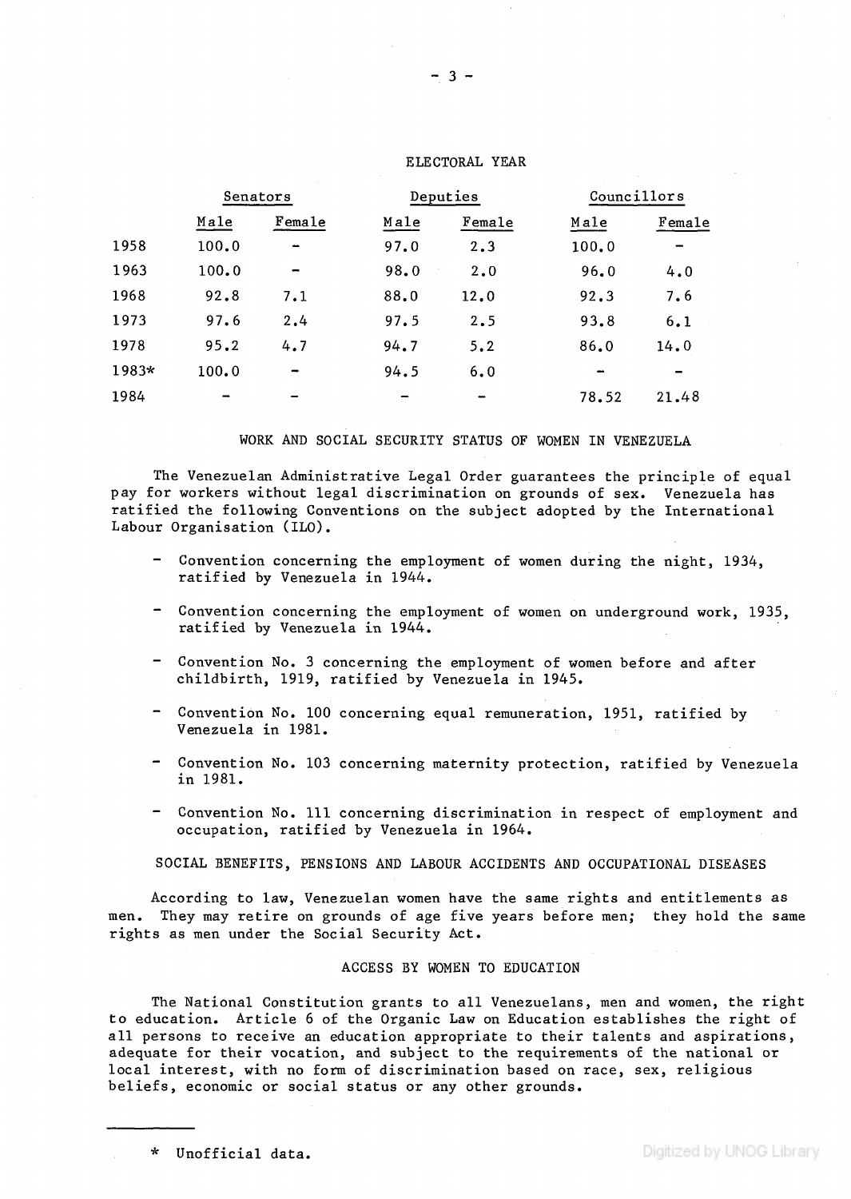ELECTORAL YEAR

| | Senators | | Deputies | | Councillors | |
|---|---|---|---|---|---|---|
| | Male | Female | Male | Female | Male | Female |
| 1958 | 100.0 | - | 97.0 | 2.3 | 100.0 | - |
| 1963 | 100.0 | - | 98.0 | 2.0 | 96.0 | 4.0 |
| 1968 | 92.8 | 7.1 | 88.0 | 12.0 | 92.3 | 7.6 |
| 1973 | 97.6 | 2.4 | 97.5 | 2.5 | 93.8 | 6.1 |
| 1978 | 95.2 | 4.7 | 94.7 | 5.2 | 86.0 | 14.0 |
| 1983* | 100.0 | - | 94.5 | 6.0 | - | - |
| 1984 | - | - | - | - | 78.52 | 21.48 |

## WORK AND SOCIAL SECURITY STATUS OF WOMEN IN VENEZUELA

The Venezuelan Administrative Legal Order guarantees the principle of equal pay for workers without legal discrimination on grounds of sex. Venezuela has ratified the following Conventions on the subject adopted by the International Labour Organisation (ILO).

- Convention concerning the employment of women during the night, 1934, ratified by Venezuela in 1944.
- Convention concerning the employment of women on underground work, 1935, ratified by Venezuela in 1944.
- Convention No. 3 concerning the employment of women before and after childbirth, 1919, ratified by Venezuela in 1945.
- Convention No. 100 concerning equal remuneration, 1951, ratified by Venezuela in 1981.
- Convention No. 103 concerning maternity protection, ratified by Venezuela in 1981.
- Convention No. 111 concerning discrimination in respect of employment and occupation, ratified by Venezuela in 1964.

## SOCIAL BENEFITS, PENSIONS AND LABOUR ACCIDENTS AND OCCUPATIONAL DISEASES

According to law, Venezuelan women have the same rights and entitlements as men. They may retire on grounds of age five years before men; they hold the same rights as men under the Social Security Act.

## ACCESS BY WOMEN TO EDUCATION

The National Constitution grants to all Venezuelans, men and women, the right to education. Article 6 of the Organic Law on Education establishes the right of all persons to receive an education appropriate to their talents and aspirations, adequate for their vocation, and subject to the requirements of the national or local interest, with no form of discrimination based on race, sex, religious beliefs, economic or social status or any other grounds.

---

\* Unofficial data.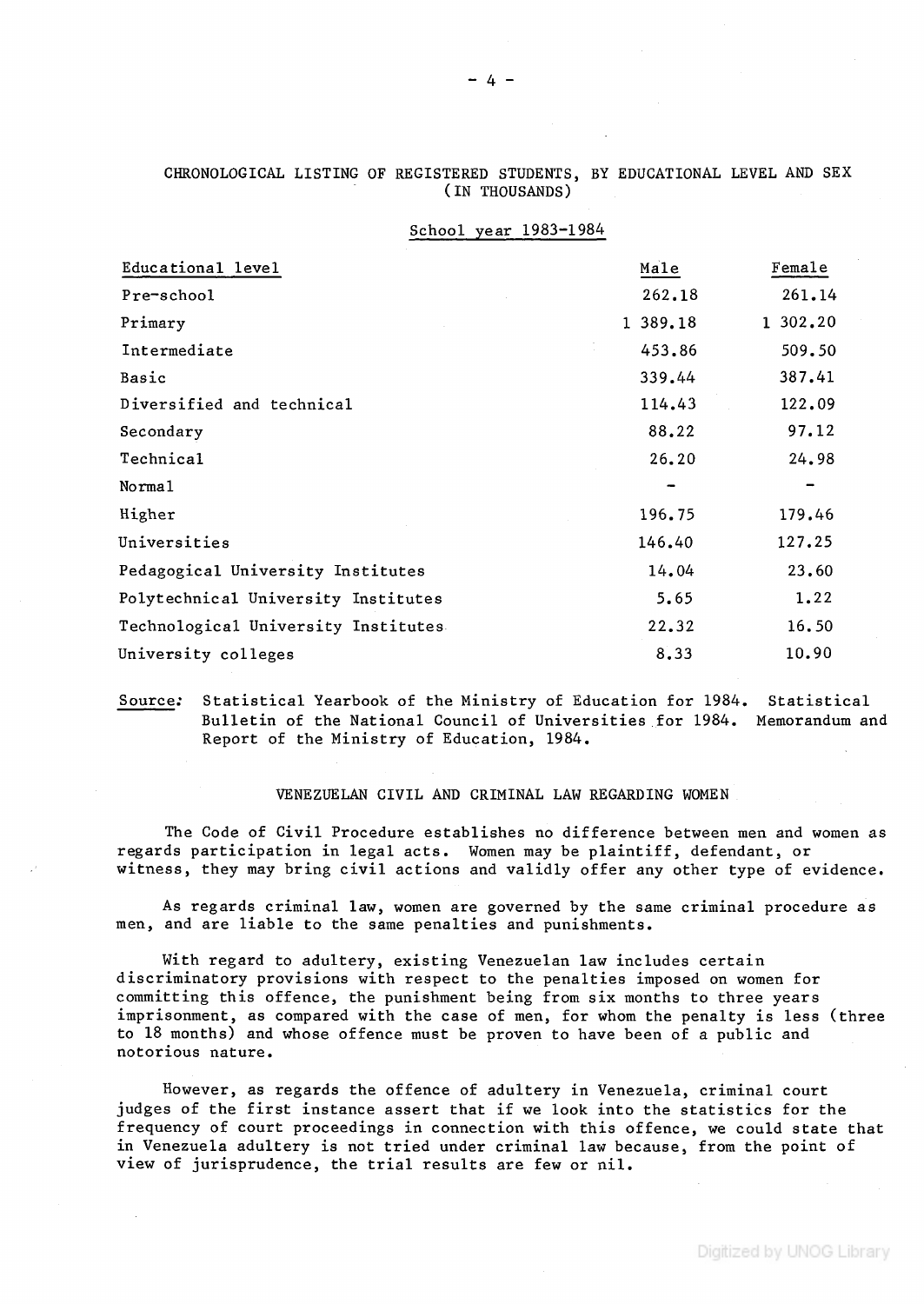CHRONOLOGICAL LISTING OF REGISTERED STUDENTS, BY EDUCATIONAL LEVEL AND SEX (IN THOUSANDS)

School year 1983-1984

| Educational level | Male | Female |
|---|---|---|
| Pre-school | 262.18 | 261.14 |
| Primary | 1 389.18 | 1 302.20 |
| Intermediate | 453.86 | 509.50 |
| Basic | 339.44 | 387.41 |
| Diversified and technical | 114.43 | 122.09 |
| Secondary | 88.22 | 97.12 |
| Technical | 26.20 | 24.98 |
| Normal | - | - |
| Higher | 196.75 | 179.46 |
| Universities | 146.40 | 127.25 |
| Pedagogical University Institutes | 14.04 | 23.60 |
| Polytechnical University Institutes | 5.65 | 1.22 |
| Technological University Institutes | 22.32 | 16.50 |
| University colleges | 8.33 | 10.90 |

Source: Statistical Yearbook of the Ministry of Education for 1984. Statistical Bulletin of the National Council of Universities for 1984. Memorandum and Report of the Ministry of Education, 1984.

## VENEZUELAN CIVIL AND CRIMINAL LAW REGARDING WOMEN

The Code of Civil Procedure establishes no difference between men and women as regards participation in legal acts. Women may be plaintiff, defendant, or witness, they may bring civil actions and validly offer any other type of evidence.

As regards criminal law, women are governed by the same criminal procedure as men, and are liable to the same penalties and punishments.

With regard to adultery, existing Venezuelan law includes certain discriminatory provisions with respect to the penalties imposed on women for committing this offence, the punishment being from six months to three years imprisonment, as compared with the case of men, for whom the penalty is less (three to 18 months) and whose offence must be proven to have been of a public and notorious nature.

However, as regards the offence of adultery in Venezuela, criminal court judges of the first instance assert that if we look into the statistics for the frequency of court proceedings in connection with this offence, we could state that in Venezuela adultery is not tried under criminal law because, from the point of view of jurisprudence, the trial results are few or nil.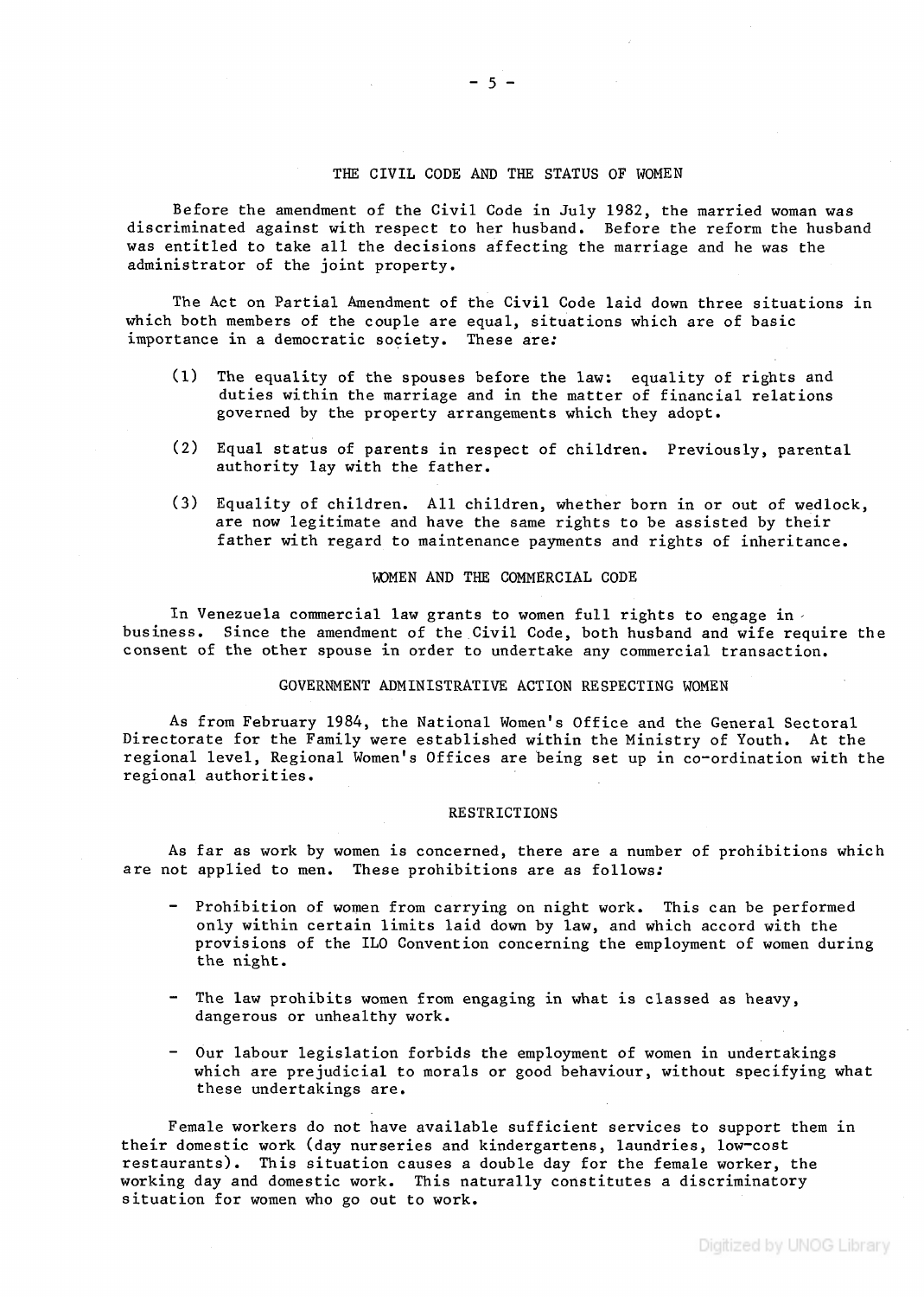## THE CIVIL CODE AND THE STATUS OF WOMEN

Before the amendment of the Civil Code in July 1982, the married woman was discriminated against with respect to her husband. Before the reform the husband was entitled to take all the decisions affecting the marriage and he was the administrator of the joint property.

The Act on Partial Amendment of the Civil Code laid down three situations in which both members of the couple are equal, situations which are of basic importance in a democratic society. These are:

(1) The equality of the spouses before the law: equality of rights and duties within the marriage and in the matter of financial relations governed by the property arrangements which they adopt.

(2) Equal status of parents in respect of children. Previously, parental authority lay with the father.

(3) Equality of children. All children, whether born in or out of wedlock, are now legitimate and have the same rights to be assisted by their father with regard to maintenance payments and rights of inheritance.

## WOMEN AND THE COMMERCIAL CODE

In Venezuela commercial law grants to women full rights to engage in business. Since the amendment of the Civil Code, both husband and wife require the consent of the other spouse in order to undertake any commercial transaction.

## GOVERNMENT ADMINISTRATIVE ACTION RESPECTING WOMEN

As from February 1984, the National Women's Office and the General Sectoral Directorate for the Family were established within the Ministry of Youth. At the regional level, Regional Women's Offices are being set up in co-ordination with the regional authorities.

## RESTRICTIONS

As far as work by women is concerned, there are a number of prohibitions which are not applied to men. These prohibitions are as follows:

- Prohibition of women from carrying on night work. This can be performed only within certain limits laid down by law, and which accord with the provisions of the ILO Convention concerning the employment of women during the night.

- The law prohibits women from engaging in what is classed as heavy, dangerous or unhealthy work.

- Our labour legislation forbids the employment of women in undertakings which are prejudicial to morals or good behaviour, without specifying what these undertakings are.

Female workers do not have available sufficient services to support them in their domestic work (day nurseries and kindergartens, laundries, low-cost restaurants). This situation causes a double day for the female worker, the working day and domestic work. This naturally constitutes a discriminatory situation for women who go out to work.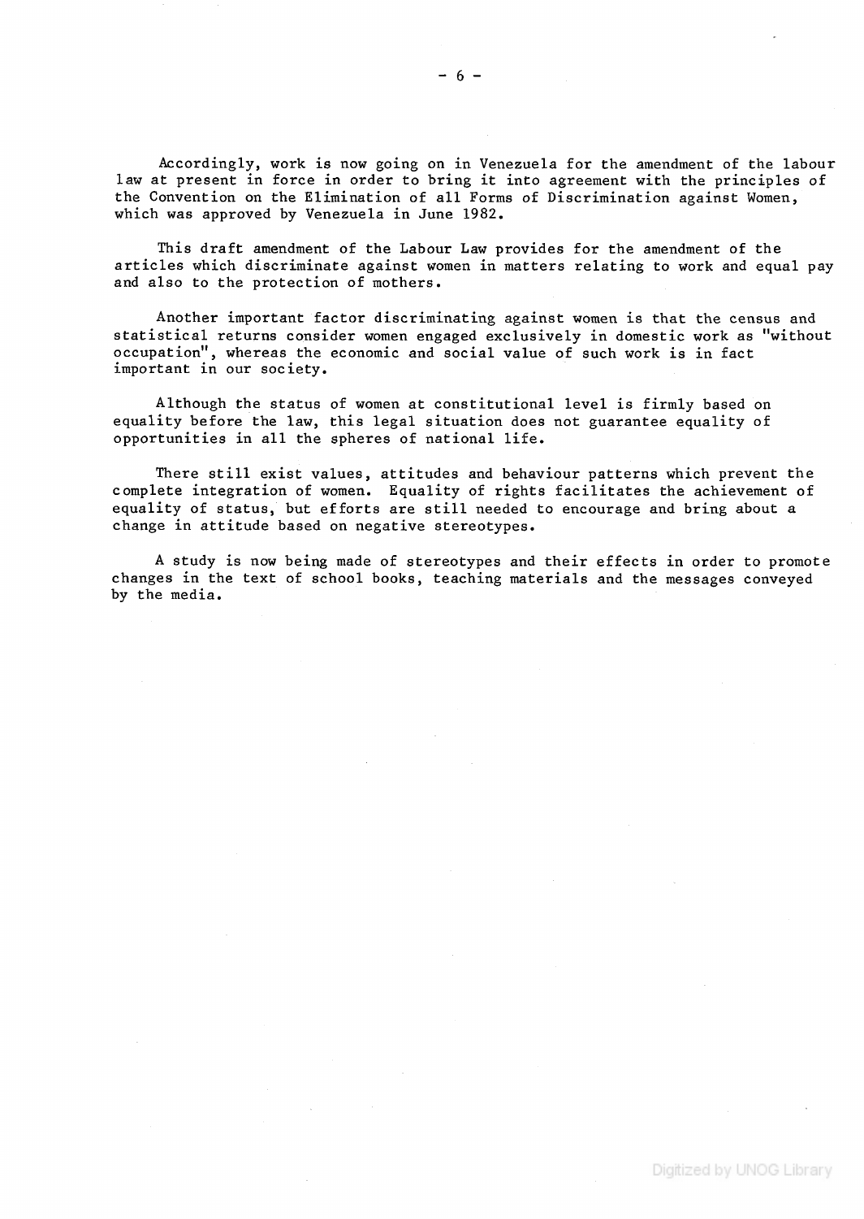Accordingly, work is now going on in Venezuela for the amendment of the labour law at present in force in order to bring it into agreement with the principles of the Convention on the Elimination of all Forms of Discrimination against Women, which was approved by Venezuela in June 1982.

This draft amendment of the Labour Law provides for the amendment of the articles which discriminate against women in matters relating to work and equal pay and also to the protection of mothers.

Another important factor discriminating against women is that the census and statistical returns consider women engaged exclusively in domestic work as "without occupation", whereas the economic and social value of such work is in fact important in our society.

Although the status of women at constitutional level is firmly based on equality before the law, this legal situation does not guarantee equality of opportunities in all the spheres of national life.

There still exist values, attitudes and behaviour patterns which prevent the complete integration of women. Equality of rights facilitates the achievement of equality of status, but efforts are still needed to encourage and bring about a change in attitude based on negative stereotypes.

A study is now being made of stereotypes and their effects in order to promote changes in the text of school books, teaching materials and the messages conveyed by the media.